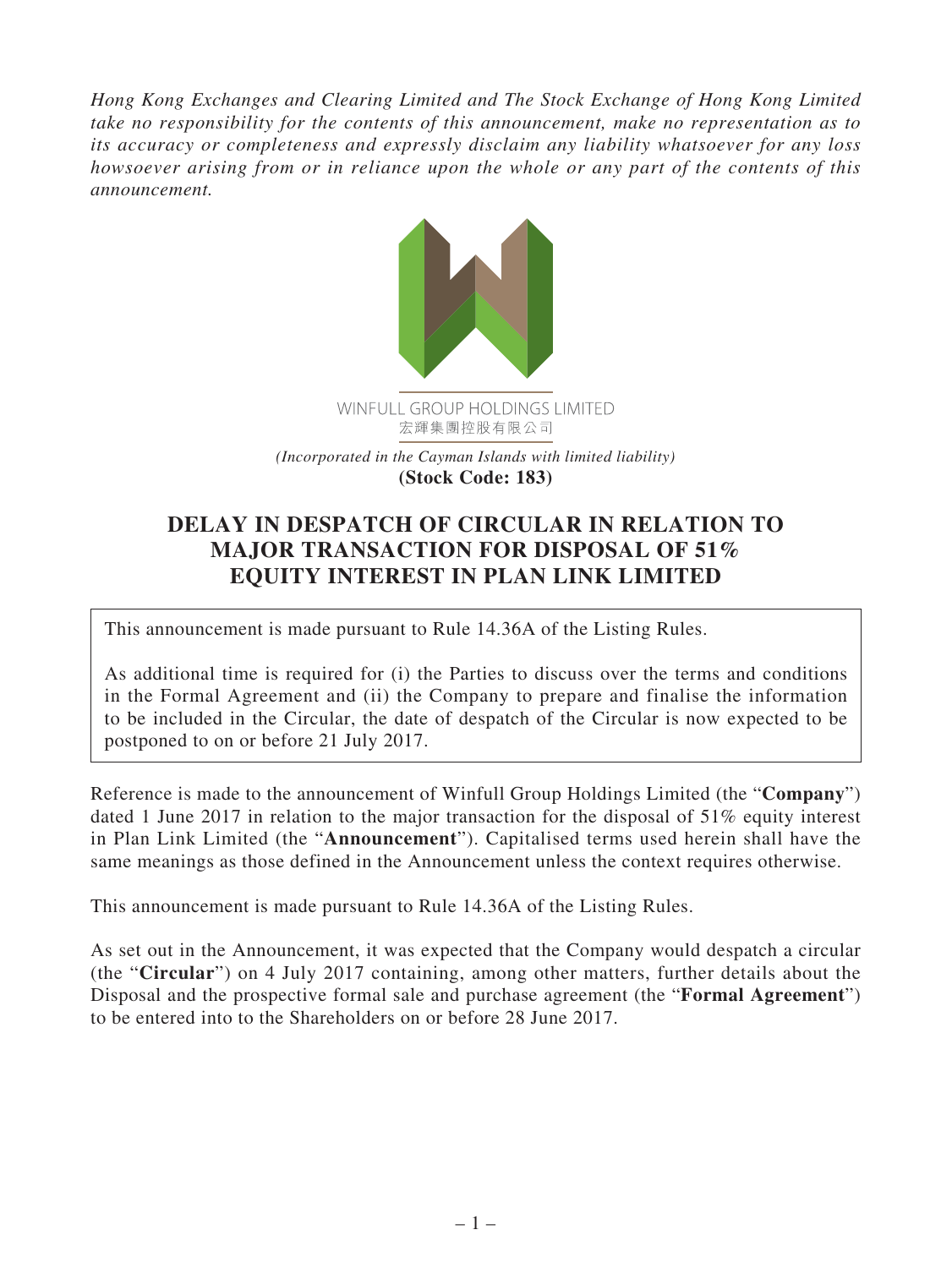*Hong Kong Exchanges and Clearing Limited and The Stock Exchange of Hong Kong Limited take no responsibility for the contents of this announcement, make no representation as to its accuracy or completeness and expressly disclaim any liability whatsoever for any loss howsoever arising from or in reliance upon the whole or any part of the contents of this announcement.*

WINFULL GROUP HOLDINGS LIMITED
宏輝集團控股有限公司

*(Incorporated in the Cayman Islands with limited liability)*
**(Stock Code: 183)**

# DELAY IN DESPATCH OF CIRCULAR IN RELATION TO MAJOR TRANSACTION FOR DISPOSAL OF 51% EQUITY INTEREST IN PLAN LINK LIMITED

This announcement is made pursuant to Rule 14.36A of the Listing Rules.

As additional time is required for (i) the Parties to discuss over the terms and conditions in the Formal Agreement and (ii) the Company to prepare and finalise the information to be included in the Circular, the date of despatch of the Circular is now expected to be postponed to on or before 21 July 2017.

Reference is made to the announcement of Winfull Group Holdings Limited (the "**Company**") dated 1 June 2017 in relation to the major transaction for the disposal of 51% equity interest in Plan Link Limited (the "**Announcement**"). Capitalised terms used herein shall have the same meanings as those defined in the Announcement unless the context requires otherwise.

This announcement is made pursuant to Rule 14.36A of the Listing Rules.

As set out in the Announcement, it was expected that the Company would despatch a circular (the "**Circular**") on 4 July 2017 containing, among other matters, further details about the Disposal and the prospective formal sale and purchase agreement (the "**Formal Agreement**") to be entered into to the Shareholders on or before 28 June 2017.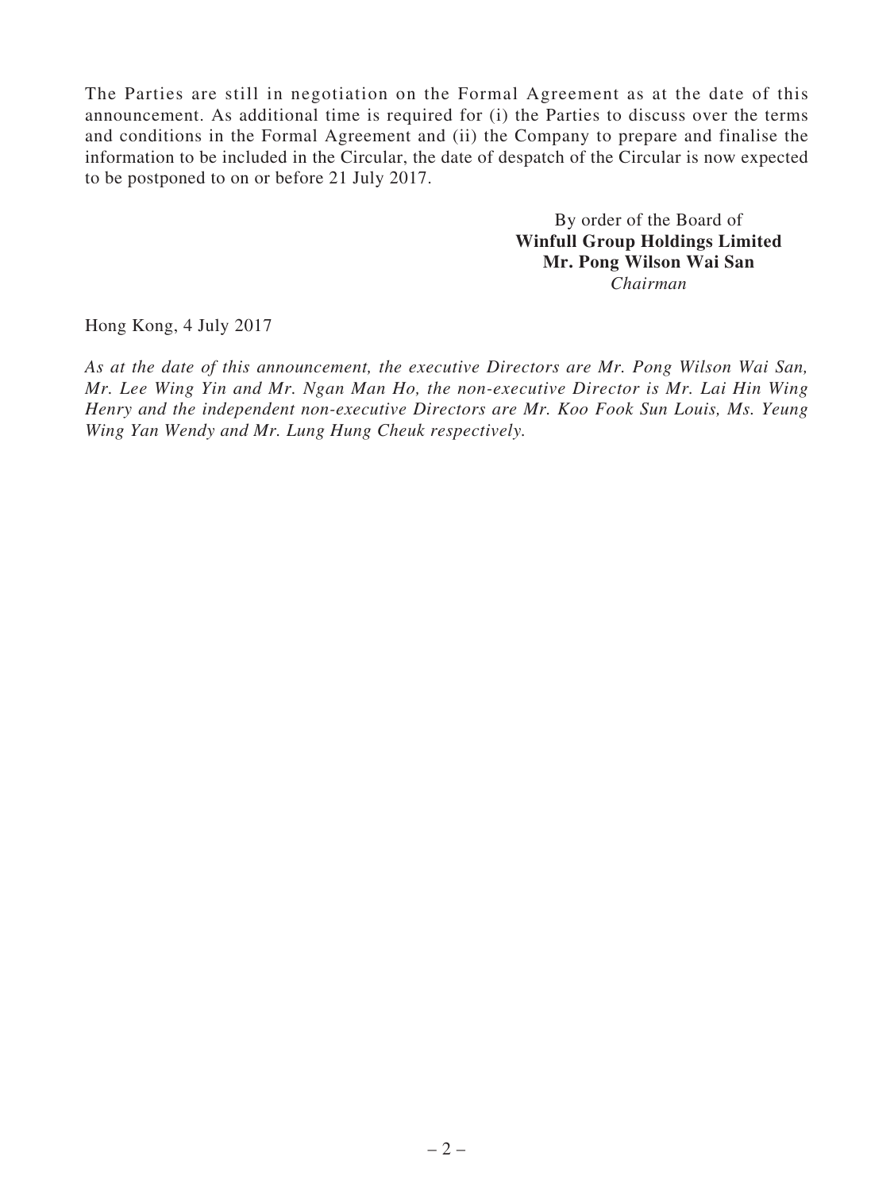The Parties are still in negotiation on the Formal Agreement as at the date of this announcement. As additional time is required for (i) the Parties to discuss over the terms and conditions in the Formal Agreement and (ii) the Company to prepare and finalise the information to be included in the Circular, the date of despatch of the Circular is now expected to be postponed to on or before 21 July 2017.

By order of the Board of
**Winfull Group Holdings Limited**
**Mr. Pong Wilson Wai San**
*Chairman*

Hong Kong, 4 July 2017

*As at the date of this announcement, the executive Directors are Mr. Pong Wilson Wai San, Mr. Lee Wing Yin and Mr. Ngan Man Ho, the non-executive Director is Mr. Lai Hin Wing Henry and the independent non-executive Directors are Mr. Koo Fook Sun Louis, Ms. Yeung Wing Yan Wendy and Mr. Lung Hung Cheuk respectively.*